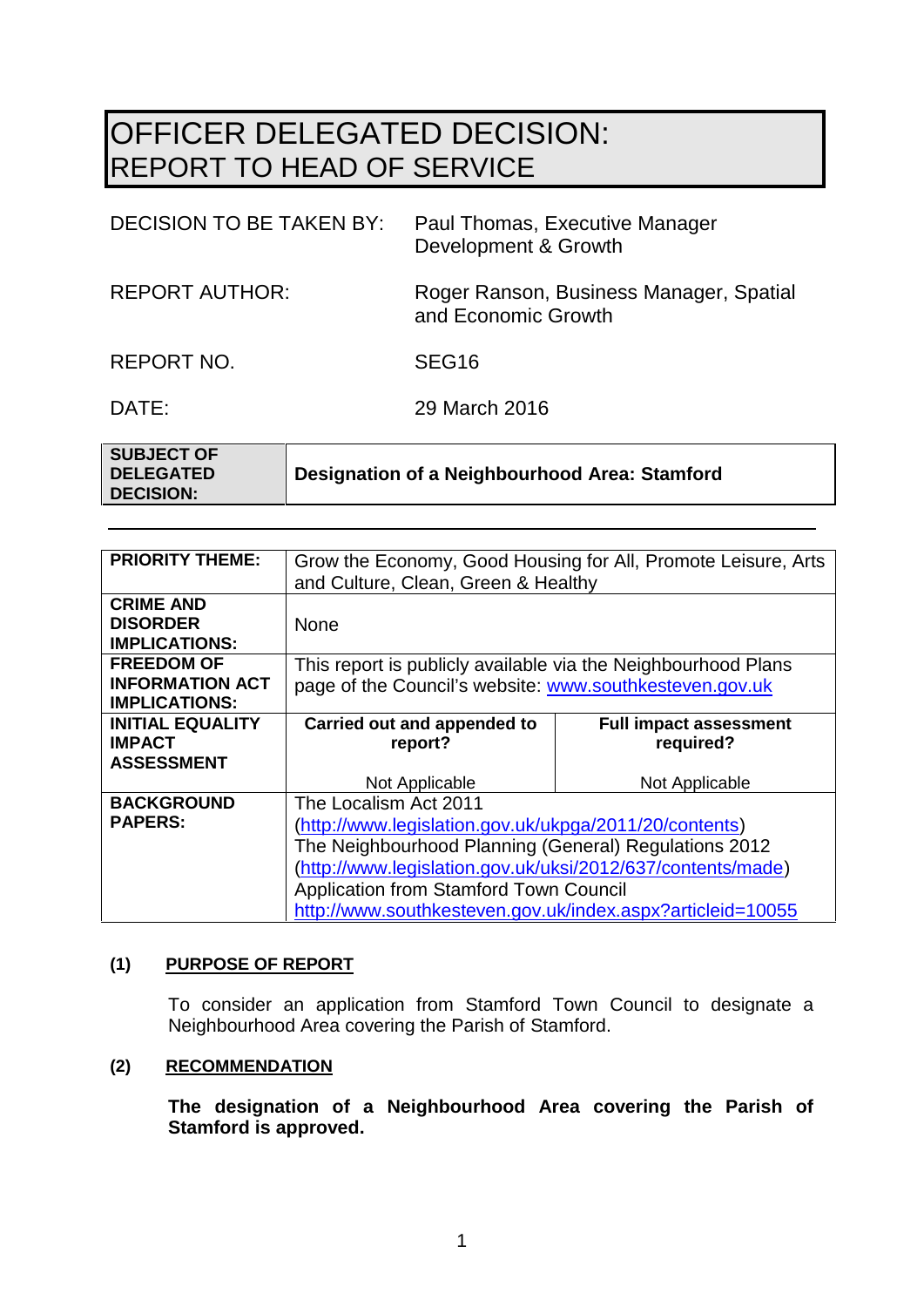# OFFICER DELEGATED DECISION: REPORT TO HEAD OF SERVICE

| | |
|---|---|
| DECISION TO BE TAKEN BY: | Paul Thomas, Executive Manager Development & Growth |
| REPORT AUTHOR: | Roger Ranson, Business Manager, Spatial and Economic Growth |
| REPORT NO. | SEG16 |
| DATE: | 29 March 2016 |

| **SUBJECT OF DELEGATED DECISION:** | **Designation of a Neighbourhood Area: Stamford** |
|---|---|

| | | |
|---|---|---|
| **PRIORITY THEME:** | Grow the Economy, Good Housing for All, Promote Leisure, Arts and Culture, Clean, Green & Healthy | |
| **CRIME AND DISORDER IMPLICATIONS:** | None | |
| **FREEDOM OF INFORMATION ACT IMPLICATIONS:** | This report is publicly available via the Neighbourhood Plans page of the Council's website: www.southkesteven.gov.uk | |
| **INITIAL EQUALITY IMPACT ASSESSMENT** | **Carried out and appended to report?** Not Applicable | **Full impact assessment required?** Not Applicable |
| **BACKGROUND PAPERS:** | The Localism Act 2011 (http://www.legislation.gov.uk/ukpga/2011/20/contents) The Neighbourhood Planning (General) Regulations 2012 (http://www.legislation.gov.uk/uksi/2012/637/contents/made) Application from Stamford Town Council http://www.southkesteven.gov.uk/index.aspx?articleid=10055 | |

## (1) PURPOSE OF REPORT

To consider an application from Stamford Town Council to designate a Neighbourhood Area covering the Parish of Stamford.

## (2) RECOMMENDATION

**The designation of a Neighbourhood Area covering the Parish of Stamford is approved.**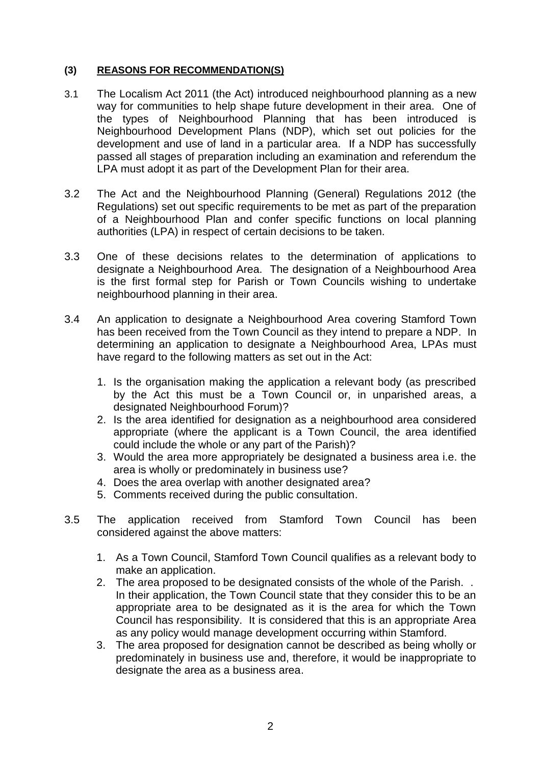## (3) REASONS FOR RECOMMENDATION(S)

3.1 The Localism Act 2011 (the Act) introduced neighbourhood planning as a new way for communities to help shape future development in their area. One of the types of Neighbourhood Planning that has been introduced is Neighbourhood Development Plans (NDP), which set out policies for the development and use of land in a particular area. If a NDP has successfully passed all stages of preparation including an examination and referendum the LPA must adopt it as part of the Development Plan for their area.

3.2 The Act and the Neighbourhood Planning (General) Regulations 2012 (the Regulations) set out specific requirements to be met as part of the preparation of a Neighbourhood Plan and confer specific functions on local planning authorities (LPA) in respect of certain decisions to be taken.

3.3 One of these decisions relates to the determination of applications to designate a Neighbourhood Area. The designation of a Neighbourhood Area is the first formal step for Parish or Town Councils wishing to undertake neighbourhood planning in their area.

3.4 An application to designate a Neighbourhood Area covering Stamford Town has been received from the Town Council as they intend to prepare a NDP. In determining an application to designate a Neighbourhood Area, LPAs must have regard to the following matters as set out in the Act:

1. Is the organisation making the application a relevant body (as prescribed by the Act this must be a Town Council or, in unparished areas, a designated Neighbourhood Forum)?
2. Is the area identified for designation as a neighbourhood area considered appropriate (where the applicant is a Town Council, the area identified could include the whole or any part of the Parish)?
3. Would the area more appropriately be designated a business area i.e. the area is wholly or predominately in business use?
4. Does the area overlap with another designated area?
5. Comments received during the public consultation.

3.5 The application received from Stamford Town Council has been considered against the above matters:

1. As a Town Council, Stamford Town Council qualifies as a relevant body to make an application.
2. The area proposed to be designated consists of the whole of the Parish. . In their application, the Town Council state that they consider this to be an appropriate area to be designated as it is the area for which the Town Council has responsibility. It is considered that this is an appropriate Area as any policy would manage development occurring within Stamford.
3. The area proposed for designation cannot be described as being wholly or predominately in business use and, therefore, it would be inappropriate to designate the area as a business area.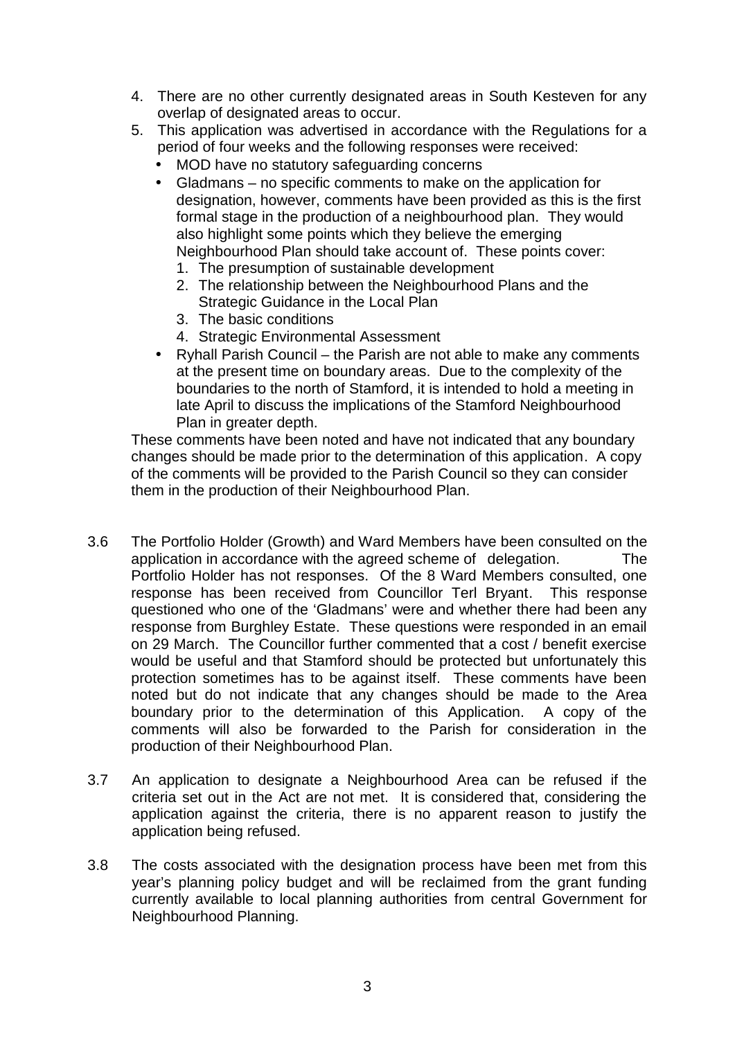4. There are no other currently designated areas in South Kesteven for any overlap of designated areas to occur.
5. This application was advertised in accordance with the Regulations for a period of four weeks and the following responses were received:
   - MOD have no statutory safeguarding concerns
   - Gladmans – no specific comments to make on the application for designation, however, comments have been provided as this is the first formal stage in the production of a neighbourhood plan. They would also highlight some points which they believe the emerging Neighbourhood Plan should take account of. These points cover:
     1. The presumption of sustainable development
     2. The relationship between the Neighbourhood Plans and the Strategic Guidance in the Local Plan
     3. The basic conditions
     4. Strategic Environmental Assessment
   - Ryhall Parish Council – the Parish are not able to make any comments at the present time on boundary areas. Due to the complexity of the boundaries to the north of Stamford, it is intended to hold a meeting in late April to discuss the implications of the Stamford Neighbourhood Plan in greater depth.

   These comments have been noted and have not indicated that any boundary changes should be made prior to the determination of this application. A copy of the comments will be provided to the Parish Council so they can consider them in the production of their Neighbourhood Plan.

3.6 The Portfolio Holder (Growth) and Ward Members have been consulted on the application in accordance with the agreed scheme of delegation. The Portfolio Holder has not responses. Of the 8 Ward Members consulted, one response has been received from Councillor Terl Bryant. This response questioned who one of the 'Gladmans' were and whether there had been any response from Burghley Estate. These questions were responded in an email on 29 March. The Councillor further commented that a cost / benefit exercise would be useful and that Stamford should be protected but unfortunately this protection sometimes has to be against itself. These comments have been noted but do not indicate that any changes should be made to the Area boundary prior to the determination of this Application. A copy of the comments will also be forwarded to the Parish for consideration in the production of their Neighbourhood Plan.

3.7 An application to designate a Neighbourhood Area can be refused if the criteria set out in the Act are not met. It is considered that, considering the application against the criteria, there is no apparent reason to justify the application being refused.

3.8 The costs associated with the designation process have been met from this year's planning policy budget and will be reclaimed from the grant funding currently available to local planning authorities from central Government for Neighbourhood Planning.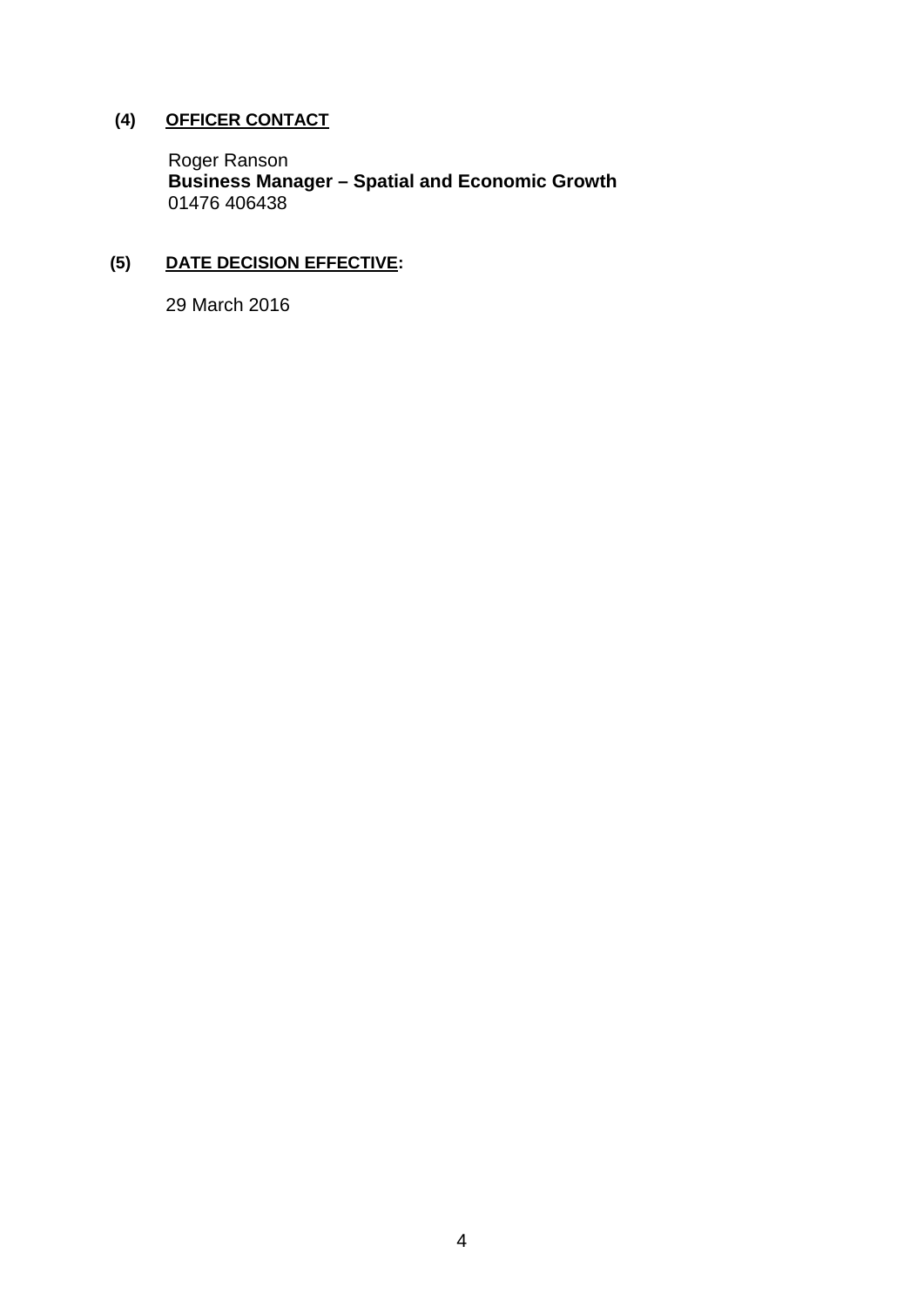**(4) <u>OFFICER CONTACT</u>**

Roger Ranson
**Business Manager – Spatial and Economic Growth**
01476 406438

**(5) <u>DATE DECISION EFFECTIVE</u>:**

29 March 2016